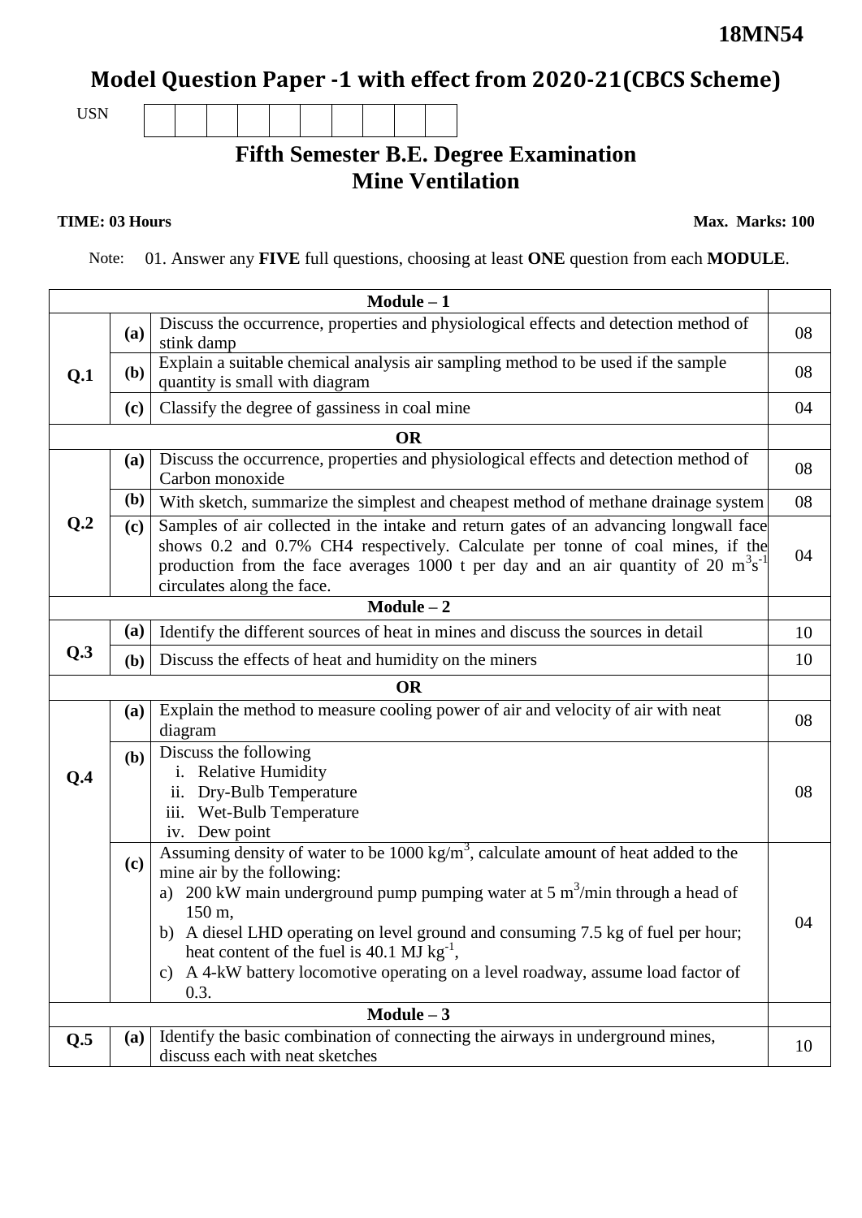**18MN54**

# Model Question Paper -1 with effect from 2020-21(CBCS Scheme)

USN

## Fifth Semester B.E. Degree Examination
## Mine Ventilation

**TIME: 03 Hours** **Max. Marks: 100**

Note: 01. Answer any **FIVE** full questions, choosing at least **ONE** question from each **MODULE**.

| | | **Module – 1** | |
|---|---|---|---|
| **Q.1** | **(a)** | Discuss the occurrence, properties and physiological effects and detection method of stink damp | 08 |
| | **(b)** | Explain a suitable chemical analysis air sampling method to be used if the sample quantity is small with diagram | 08 |
| | **(c)** | Classify the degree of gassiness in coal mine | 04 |
| | | **OR** | |
| **Q.2** | **(a)** | Discuss the occurrence, properties and physiological effects and detection method of Carbon monoxide | 08 |
| | **(b)** | With sketch, summarize the simplest and cheapest method of methane drainage system | 08 |
| | **(c)** | Samples of air collected in the intake and return gates of an advancing longwall face shows 0.2 and 0.7% $CH_4$ respectively. Calculate per tonne of coal mines, if the production from the face averages 1000 t per day and an air quantity of 20 $m^3s^{-1}$ circulates along the face. | 04 |
| | | **Module – 2** | |
| **Q.3** | **(a)** | Identify the different sources of heat in mines and discuss the sources in detail | 10 |
| | **(b)** | Discuss the effects of heat and humidity on the miners | 10 |
| | | **OR** | |
| **Q.4** | **(a)** | Explain the method to measure cooling power of air and velocity of air with neat diagram | 08 |
| | **(b)** | Discuss the following<br>i. Relative Humidity<br>ii. Dry-Bulb Temperature<br>iii. Wet-Bulb Temperature<br>iv. Dew point | 08 |
| | **(c)** | Assuming density of water to be 1000 $kg/m^3$, calculate amount of heat added to the mine air by the following:<br>a) 200 kW main underground pump pumping water at 5 $m^3$/min through a head of 150 m,<br>b) A diesel LHD operating on level ground and consuming 7.5 kg of fuel per hour; heat content of the fuel is 40.1 MJ $kg^{-1}$,<br>c) A 4-kW battery locomotive operating on a level roadway, assume load factor of 0.3. | 04 |
| | | **Module – 3** | |
| **Q.5** | **(a)** | Identify the basic combination of connecting the airways in underground mines, discuss each with neat sketches | 10 |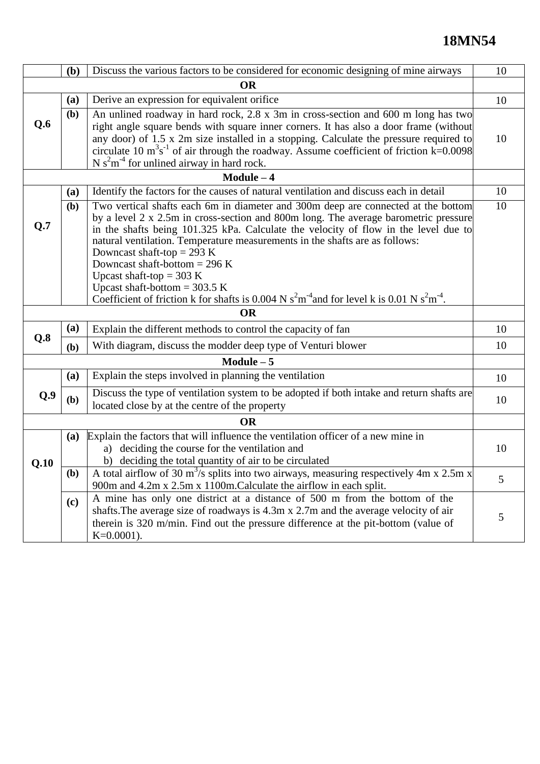| | | | |
|---|---|---|---|
| | **(b)** | Discuss the various factors to be considered for economic designing of mine airways | 10 |
| | | **OR** | |
| **Q.6** | **(a)** | Derive an expression for equivalent orifice | 10 |
| | **(b)** | An unlined roadway in hard rock, 2.8 x 3m in cross-section and 600 m long has two right angle square bends with square inner corners. It has also a door frame (without any door) of 1.5 x 2m size installed in a stopping. Calculate the pressure required to circulate 10 $m^3s^{-1}$ of air through the roadway. Assume coefficient of friction k=0.0098 N $s^2m^{-4}$ for unlined airway in hard rock. | 10 |
| | | **Module – 4** | |
| **Q.7** | **(a)** | Identify the factors for the causes of natural ventilation and discuss each in detail | 10 |
| | **(b)** | Two vertical shafts each 6m in diameter and 300m deep are connected at the bottom by a level 2 x 2.5m in cross-section and 800m long. The average barometric pressure in the shafts being 101.325 kPa. Calculate the velocity of flow in the level due to natural ventilation. Temperature measurements in the shafts are as follows:<br>Downcast shaft-top = 293 K<br>Downcast shaft-bottom = 296 K<br>Upcast shaft-top = 303 K<br>Upcast shaft-bottom = 303.5 K<br>Coefficient of friction k for shafts is 0.004 N $s^2m^{-4}$and for level k is 0.01 N $s^2m^{-4}$. | 10 |
| | | **OR** | |
| **Q.8** | **(a)** | Explain the different methods to control the capacity of fan | 10 |
| | **(b)** | With diagram, discuss the modder deep type of Venturi blower | 10 |
| | | **Module – 5** | |
| **Q.9** | **(a)** | Explain the steps involved in planning the ventilation | 10 |
| | **(b)** | Discuss the type of ventilation system to be adopted if both intake and return shafts are located close by at the centre of the property | 10 |
| | | **OR** | |
| **Q.10** | **(a)** | Explain the factors that will influence the ventilation officer of a new mine in<br>a) deciding the course for the ventilation and<br>b) deciding the total quantity of air to be circulated | 10 |
| | **(b)** | A total airflow of 30 $m^3$/s splits into two airways, measuring respectively 4m x 2.5m x 900m and 4.2m x 2.5m x 1100m.Calculate the airflow in each split. | 5 |
| | **(c)** | A mine has only one district at a distance of 500 m from the bottom of the shafts.The average size of roadways is 4.3m x 2.7m and the average velocity of air therein is 320 m/min. Find out the pressure difference at the pit-bottom (value of K=0.0001). | 5 |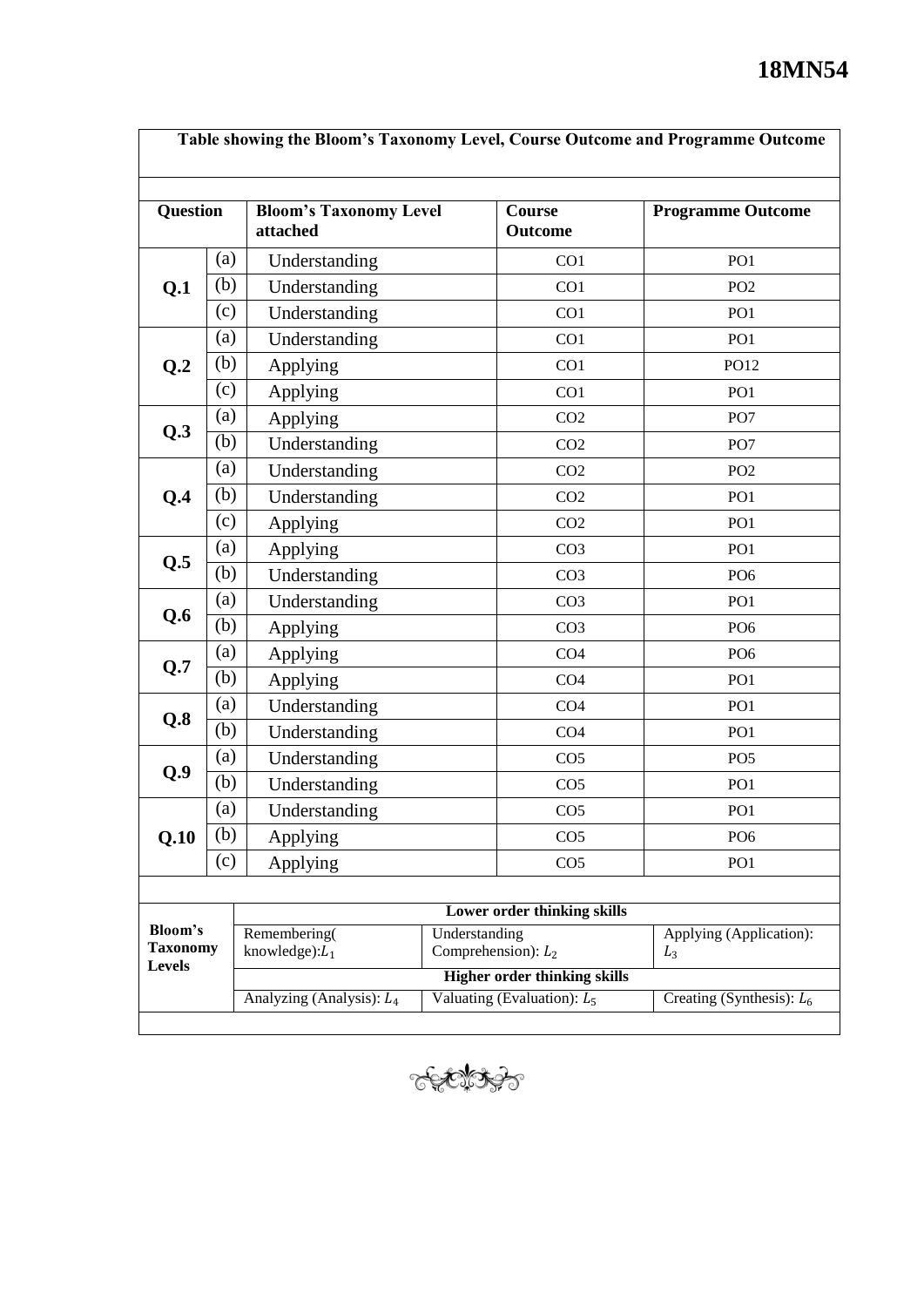**Table showing the Bloom's Taxonomy Level, Course Outcome and Programme Outcome**

| Question | | Bloom's Taxonomy Level attached | Course Outcome | Programme Outcome |
|---|---|---|---|---|
| **Q.1** | (a) | Understanding | CO1 | PO1 |
| | (b) | Understanding | CO1 | PO2 |
| | (c) | Understanding | CO1 | PO1 |
| **Q.2** | (a) | Understanding | CO1 | PO1 |
| | (b) | Applying | CO1 | PO12 |
| | (c) | Applying | CO1 | PO1 |
| **Q.3** | (a) | Applying | CO2 | PO7 |
| | (b) | Understanding | CO2 | PO7 |
| **Q.4** | (a) | Understanding | CO2 | PO2 |
| | (b) | Understanding | CO2 | PO1 |
| | (c) | Applying | CO2 | PO1 |
| **Q.5** | (a) | Applying | CO3 | PO1 |
| | (b) | Understanding | CO3 | PO6 |
| **Q.6** | (a) | Understanding | CO3 | PO1 |
| | (b) | Applying | CO3 | PO6 |
| **Q.7** | (a) | Applying | CO4 | PO6 |
| | (b) | Applying | CO4 | PO1 |
| **Q.8** | (a) | Understanding | CO4 | PO1 |
| | (b) | Understanding | CO4 | PO1 |
| **Q.9** | (a) | Understanding | CO5 | PO5 |
| | (b) | Understanding | CO5 | PO1 |
| **Q.10** | (a) | Understanding | CO5 | PO1 |
| | (b) | Applying | CO5 | PO6 |
| | (c) | Applying | CO5 | PO1 |

| | | | |
|---|---|---|---|
| **Bloom's Taxonomy Levels** | **Lower order thinking skills** | | |
| | Remembering( knowledge): $L_1$ | Understanding Comprehension): $L_2$ | Applying (Application): $L_3$ |
| | **Higher order thinking skills** | | |
| | Analyzing (Analysis): $L_4$ | Valuating (Evaluation): $L_5$ | Creating (Synthesis): $L_6$ |